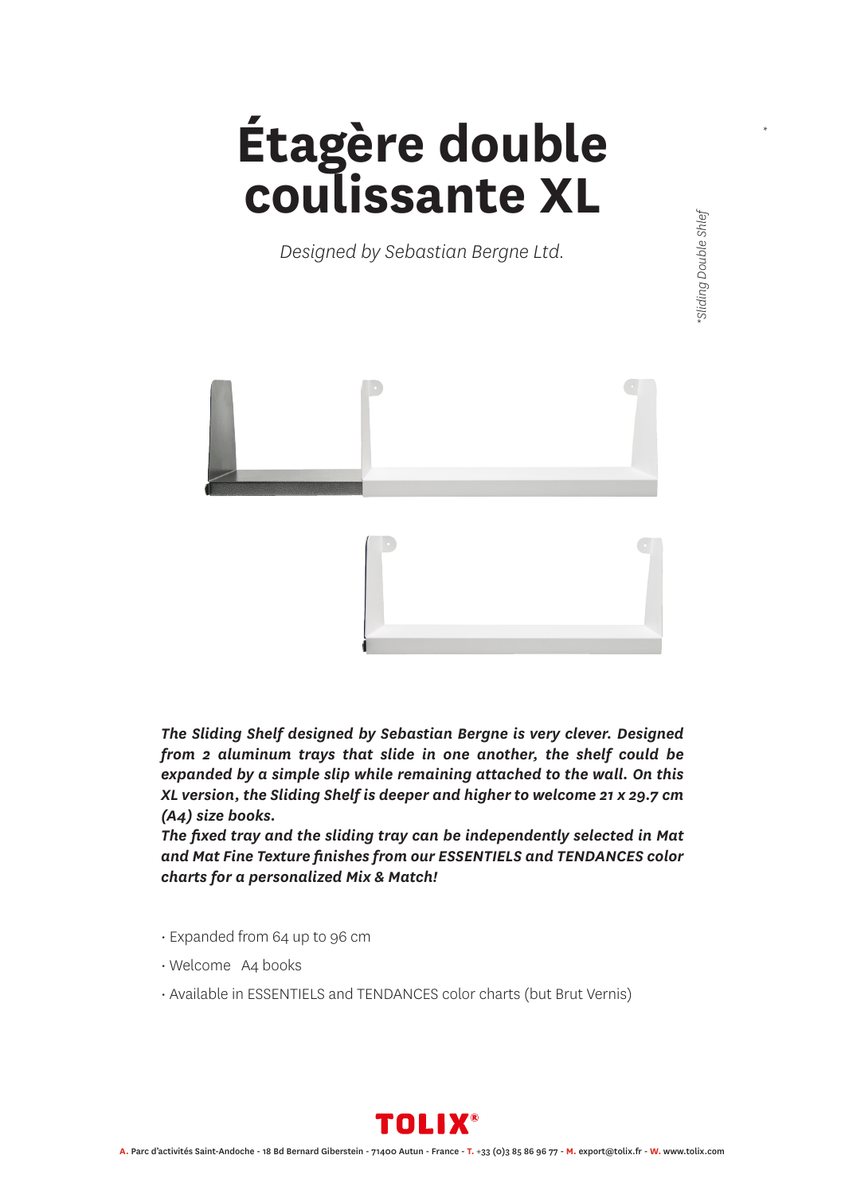# Étagère double coulissante XL

*Designed by Sebastian Bergne Ltd.*

*\*Sliding Double Shlef*

***The Sliding Shelf designed by Sebastian Bergne is very clever. Designed from 2 aluminum trays that slide in one another, the shelf could be expanded by a simple slip while remaining attached to the wall. On this XL version, the Sliding Shelf is deeper and higher to welcome 21 x 29.7 cm (A4) size books.***

***The fixed tray and the sliding tray can be independently selected in Mat and Mat Fine Texture finishes from our ESSENTIELS and TENDANCES color charts for a personalized Mix & Match!***

- Expanded from 64 up to 96 cm
- Welcome A4 books
- Available in ESSENTIELS and TENDANCES color charts (but Brut Vernis)

**TOLIX®**

**A.** Parc d'activités Saint-Andoche - 18 Bd Bernard Giberstein - 71400 Autun - France - **T.** +33 (0)3 85 86 96 77 - **M.** export@tolix.fr - **W.** www.tolix.com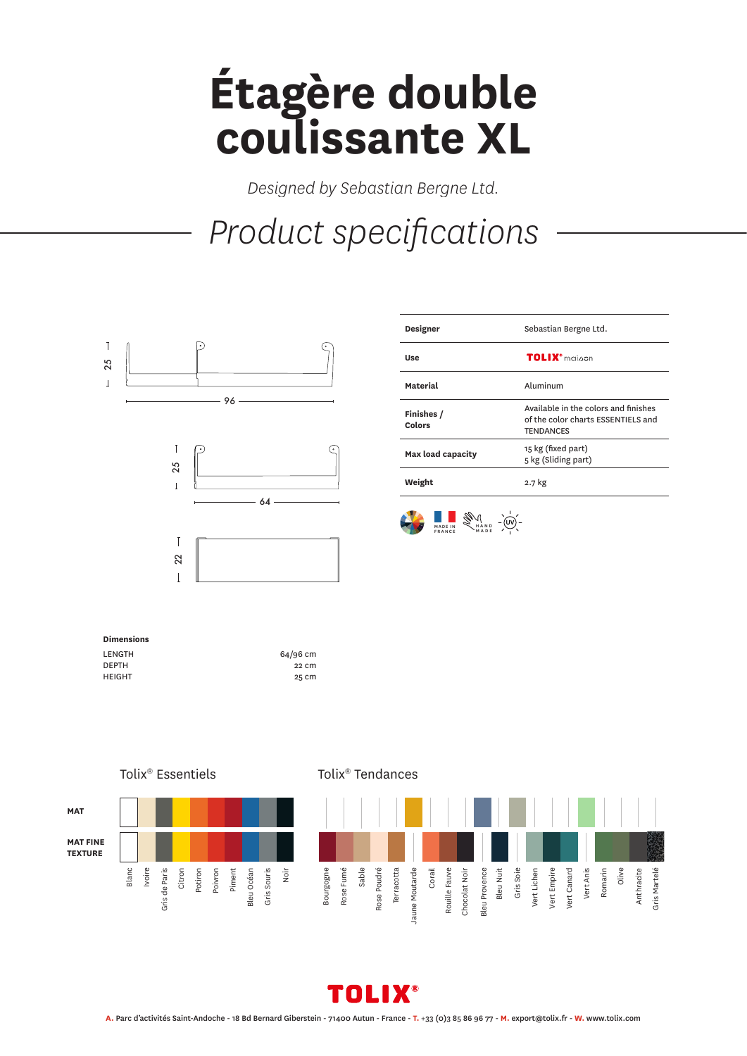# Étagère double coulissante XL

*Designed by Sebastian Bergne Ltd.*

## *Product specifications*

25
96
25
64
22

| | |
|---|---|
| **Designer** | Sebastian Bergne Ltd. |
| **Use** | TOLIX® maison |
| **Material** | Aluminum |
| **Finishes / Colors** | Available in the colors and finishes of the color charts ESSENTIELS and TENDANCES |
| **Max load capacity** | 15 kg (fixed part)<br>5 kg (Sliding part) |
| **Weight** | 2.7 kg |

MADE IN FRANCE
HAND MADE
UV

**Dimensions**

| | |
|---|---|
| LENGTH | 64/96 cm |
| DEPTH | 22 cm |
| HEIGHT | 25 cm |

Tolix® Essentiels

Tolix® Tendances

**MAT**

**MAT FINE TEXTURE**

Blanc, Ivoire, Gris de Paris, Citron, Potiron, Poivron, Piment, Bleu Océan, Gris Souris, Noir

Bourgogne, Rose Fumé, Sable, Rose Poudré, Terracotta, Jaune Moutarde, Corail, Rouille Fauve, Chocolat Noir, Bleu Provence, Bleu Nuit, Gris Soie, Vert Lichen, Vert Empire, Vert Canard, Vert Anis, Romarin, Olive, Anthracite, Gris Martelé

TOLIX®

**A.** Parc d'activités Saint-Andoche - 18 Bd Bernard Giberstein - 71400 Autun - France - **T.** +33 (0)3 85 86 96 77 - **M.** export@tolix.fr - **W.** www.tolix.com